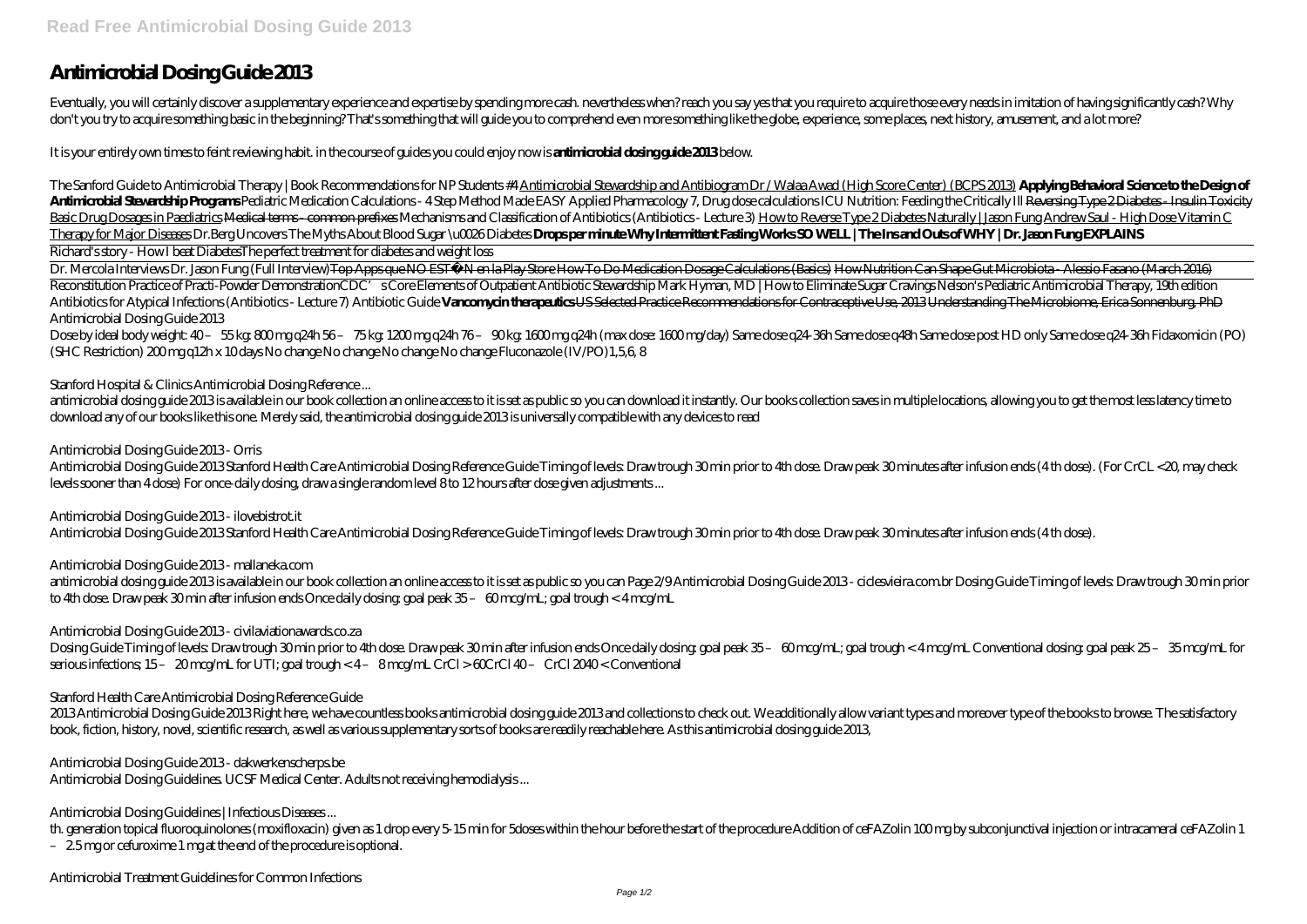# Antimicrobial Dosing Guide 2013

Eventually, you will certainly discover a supplementary experience and expertise by spending more cash. nevertheless when? reach you say yes that you require to acquire those every needs in imitation of having significantly cash? Why don't you try to acquire something basic in the beginning? That's something that will guide you to comprehend even more something like the globe, experience, some places, next history, amusement, and a lot more?

It is your entirely own times to feint reviewing habit. in the course of guides you could enjoy now is **antimicrobial dosing guide 2013** below.

*The Sanford Guide to Antimicrobial Therapy | Book Recommendations for NP Students #4* Antimicrobial Stewardship and Antibiogram Dr / Walaa Awad (High Score Center) (BCPS 2013) **Applying Behavioral Science to the Design of Antimicrobial Stewardship Programs** *Pediatric Medication Calculations - 4 Step Method Made EASY Applied Pharmacology 7, Drug dose calculations ICU Nutrition: Feeding the Critically Ill* ~~Reversing Type 2 Diabetes - Insulin Toxicity~~ Basic Drug Dosages in Paediatrics ~~Medical terms - common prefixes~~ *Mechanisms and Classification of Antibiotics (Antibiotics - Lecture 3)* How to Reverse Type 2 Diabetes Naturally | Jason Fung Andrew Saul - High Dose Vitamin C Therapy for Major Diseases *Dr.Berg Uncovers The Myths About Blood Sugar \u0026 Diabetes* **Drops per minute Why Intermittent Fasting Works SO WELL | The Ins and Outs of WHY | Dr. Jason Fung EXPLAINS**

Richard's story - How I beat Diabetes*The perfect treatment for diabetes and weight loss*

Dr. Mercola Interviews Dr. Jason Fung (Full Interview)~~Top Apps que NO ESTÁN en la Play Store How To Do Medication Dosage Calculations (Basics) How Nutrition Can Shape Gut Microbiota - Alessio Fasano (March 2016)~~

Reconstitution Practice of Practi-Powder Demonstration*CDC's Core Elements of Outpatient Antibiotic Stewardship Mark Hyman, MD | How to Eliminate Sugar Cravings Nelson's Pediatric Antimicrobial Therapy, 19th edition Antibiotics for Atypical Infections (Antibiotics - Lecture 7) Antibiotic Guide* **Vancomycin therapeutics** ~~US Selected Practice Recommendations for Contraceptive Use, 2013 Understanding The Microbiome, Erica Sonnenburg, PhD~~

*Antimicrobial Dosing Guide 2013*

Dose by ideal body weight: 40 – 55 kg: 800 mg q24h 56 – 75 kg: 1200 mg q24h 76 – 90 kg: 1600 mg q24h (max dose: 1600 mg/day) Same dose q24-36h Same dose q48h Same dose post HD only Same dose q24-36h Fidaxomicin (PO) (SHC Restriction) 200 mg q12h x 10 days No change No change No change No change Fluconazole (IV/PO) 1,5,6, 8

*Stanford Hospital & Clinics Antimicrobial Dosing Reference ...*

antimicrobial dosing guide 2013 is available in our book collection an online access to it is set as public so you can download it instantly. Our books collection saves in multiple locations, allowing you to get the most less latency time to download any of our books like this one. Merely said, the antimicrobial dosing guide 2013 is universally compatible with any devices to read

*Antimicrobial Dosing Guide 2013 - Orris*

Antimicrobial Dosing Guide 2013 Stanford Health Care Antimicrobial Dosing Reference Guide Timing of levels: Draw trough 30 min prior to 4th dose. Draw peak 30 minutes after infusion ends (4 th dose). (For CrCL <20, may check levels sooner than 4 dose) For once-daily dosing, draw a single random level 8 to 12 hours after dose given adjustments ...

*Antimicrobial Dosing Guide 2013 - ilovebistrot.it*

Antimicrobial Dosing Guide 2013 Stanford Health Care Antimicrobial Dosing Reference Guide Timing of levels: Draw trough 30 min prior to 4th dose. Draw peak 30 minutes after infusion ends (4 th dose).

*Antimicrobial Dosing Guide 2013 - mallaneka.com*

antimicrobial dosing guide 2013 is available in our book collection an online access to it is set as public so you can Page 2/9 Antimicrobial Dosing Guide 2013 - ciclesvieira.com.br Dosing Guide Timing of levels: Draw trough 30 min prior to 4th dose. Draw peak 30 min after infusion ends Once daily dosing: goal peak 35 – 60 mcg/mL; goal trough < 4 mcg/mL

*Antimicrobial Dosing Guide 2013 - civilaviationawards.co.za*

Dosing Guide Timing of levels: Draw trough 30 min prior to 4th dose. Draw peak 30 min after infusion ends Once daily dosing: goal peak 35 – 60 mcg/mL; goal trough < 4 mcg/mL Conventional dosing: goal peak 25 – 35 mcg/mL for serious infections; 15 – 20 mcg/mL for UTI; goal trough < 4 – 8 mcg/mL CrCl > 60CrCl 40 – CrCl 2040 < Conventional

*Stanford Health Care Antimicrobial Dosing Reference Guide*

2013 Antimicrobial Dosing Guide 2013 Right here, we have countless books antimicrobial dosing guide 2013 and collections to check out. We additionally allow variant types and moreover type of the books to browse. The satisfactory book, fiction, history, novel, scientific research, as well as various supplementary sorts of books are readily reachable here. As this antimicrobial dosing guide 2013,

*Antimicrobial Dosing Guide 2013 - dakwerkenscherps.be*

Antimicrobial Dosing Guidelines. UCSF Medical Center. Adults not receiving hemodialysis ...

*Antimicrobial Dosing Guidelines | Infectious Diseases ...*

th. generation topical fluoroquinolones (moxifloxacin) given as 1 drop every 5-15 min for 5doses within the hour before the start of the procedure Addition of ceFAZolin 100 mg by subconjunctival injection or intracameral ceFAZolin 1 – 2.5 mg or cefuroxime 1 mg at the end of the procedure is optional.

*Antimicrobial Treatment Guidelines for Common Infections*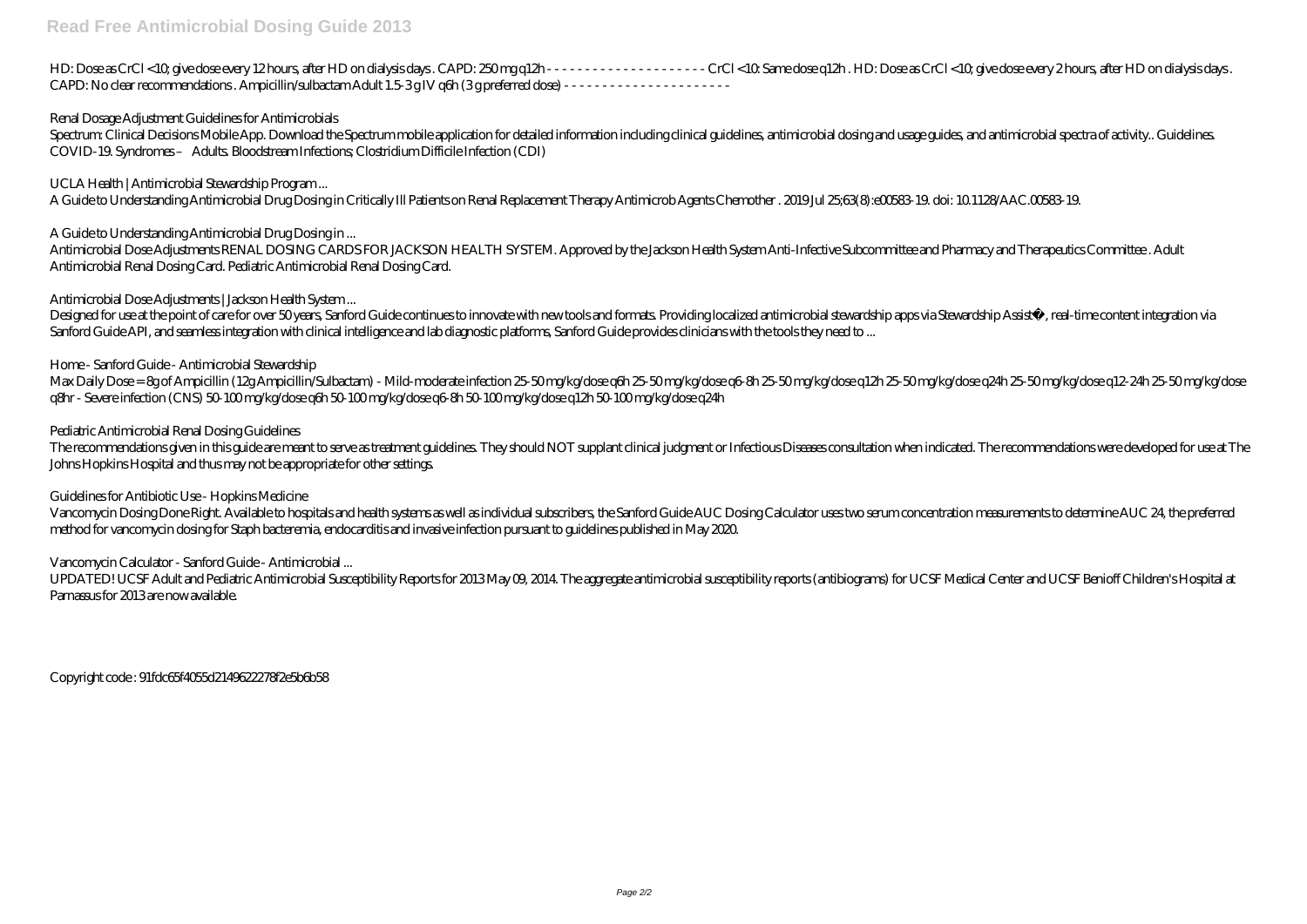HD: Dose as CrCl <10; give dose every 12 hours, after HD on dialysis days . CAPD: 250 mg q12h - - - - - - - - - - - - - - - - - - - - - CrCl <10: Same dose q12h . HD: Dose as CrCl <10; give dose every 2 hours, after HD on dialysis days . CAPD: No clear recommendations . Ampicillin/sulbactam Adult 1.5-3 g IV q6h (3 g preferred dose) - - - - - - - - - - - - - - - - - - - - - -

*Renal Dosage Adjustment Guidelines for Antimicrobials*

Spectrum: Clinical Decisions Mobile App. Download the Spectrum mobile application for detailed information including clinical guidelines, antimicrobial dosing and usage guides, and antimicrobial spectra of activity.. Guidelines. COVID-19. Syndromes – Adults. Bloodstream Infections; Clostridium Difficile Infection (CDI)

*UCLA Health | Antimicrobial Stewardship Program ...*

A Guide to Understanding Antimicrobial Drug Dosing in Critically Ill Patients on Renal Replacement Therapy Antimicrob Agents Chemother . 2019 Jul 25;63(8):e00583-19. doi: 10.1128/AAC.00583-19.

*A Guide to Understanding Antimicrobial Drug Dosing in ...*

Antimicrobial Dose Adjustments RENAL DOSING CARDS FOR JACKSON HEALTH SYSTEM. Approved by the Jackson Health System Anti-Infective Subcommittee and Pharmacy and Therapeutics Committee . Adult Antimicrobial Renal Dosing Card. Pediatric Antimicrobial Renal Dosing Card.

*Antimicrobial Dose Adjustments | Jackson Health System ...*

Designed for use at the point of care for over 50 years, Sanford Guide continues to innovate with new tools and formats. Providing localized antimicrobial stewardship apps via Stewardship Assist®, real-time content integration via Sanford Guide API, and seamless integration with clinical intelligence and lab diagnostic platforms, Sanford Guide provides clinicians with the tools they need to ...

*Home - Sanford Guide - Antimicrobial Stewardship*

Max Daily Dose = 8g of Ampicillin (12g Ampicillin/Sulbactam) - Mild-moderate infection 25-50 mg/kg/dose q6h 25-50 mg/kg/dose q6-8h 25-50 mg/kg/dose q12h 25-50 mg/kg/dose q24h 25-50 mg/kg/dose q12-24h 25-50 mg/kg/dose q8hr - Severe infection (CNS) 50-100 mg/kg/dose q6h 50-100 mg/kg/dose q6-8h 50-100 mg/kg/dose q12h 50-100 mg/kg/dose q24h

*Pediatric Antimicrobial Renal Dosing Guidelines*

The recommendations given in this guide are meant to serve as treatment guidelines. They should NOT supplant clinical judgment or Infectious Diseases consultation when indicated. The recommendations were developed for use at The Johns Hopkins Hospital and thus may not be appropriate for other settings.

*Guidelines for Antibiotic Use - Hopkins Medicine*

Vancomycin Dosing Done Right. Available to hospitals and health systems as well as individual subscribers, the Sanford Guide AUC Dosing Calculator uses two serum concentration measurements to determine AUC 24, the preferred method for vancomycin dosing for Staph bacteremia, endocarditis and invasive infection pursuant to guidelines published in May 2020.

*Vancomycin Calculator - Sanford Guide - Antimicrobial ...*

UPDATED! UCSF Adult and Pediatric Antimicrobial Susceptibility Reports for 2013 May 09, 2014. The aggregate antimicrobial susceptibility reports (antibiograms) for UCSF Medical Center and UCSF Benioff Children's Hospital at Parnassus for 2013 are now available.

Copyright code : 91fdc65f4055d2149622278f2e5b6b58